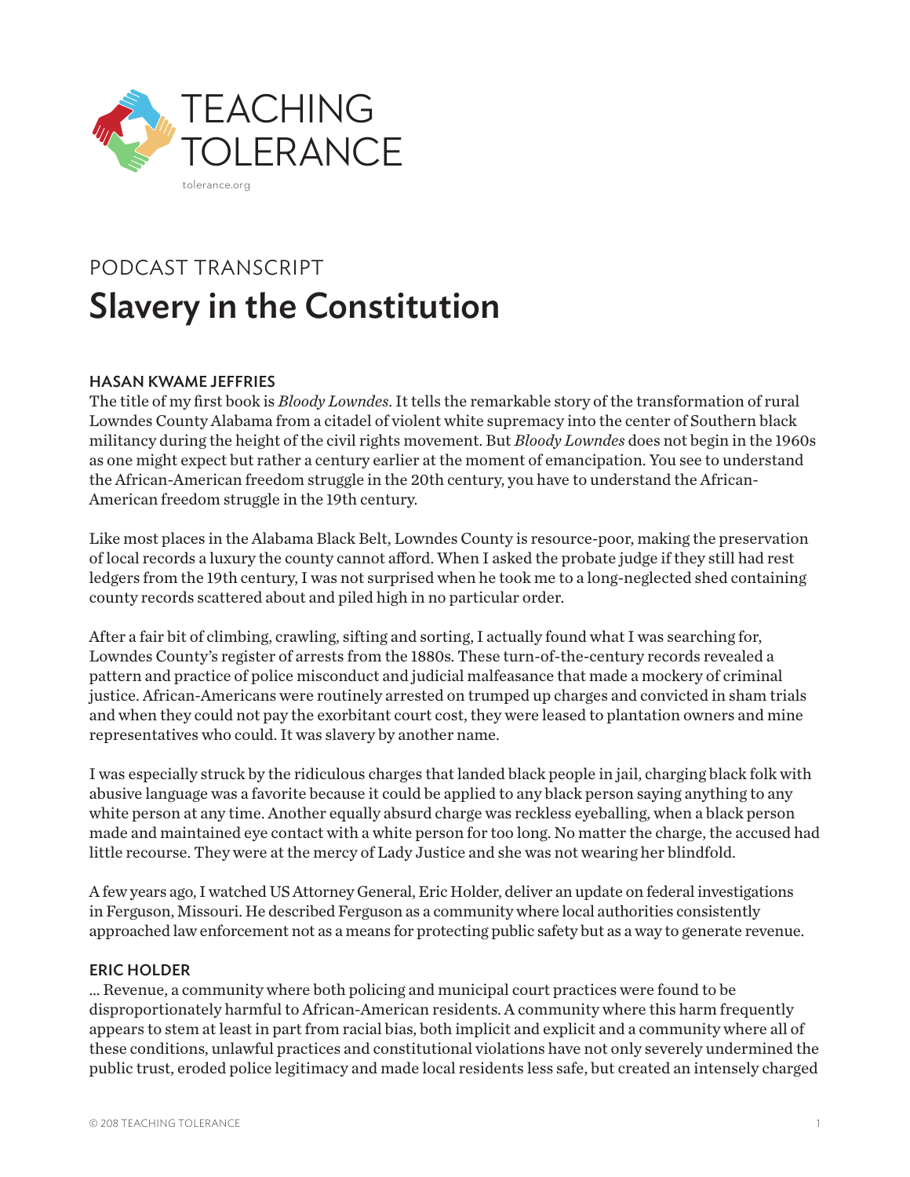TEACHING TOLERANCE

tolerance.org

PODCAST TRANSCRIPT

# Slavery in the Constitution

**HASAN KWAME JEFFRIES**

The title of my first book is *Bloody Lowndes*. It tells the remarkable story of the transformation of rural Lowndes County Alabama from a citadel of violent white supremacy into the center of Southern black militancy during the height of the civil rights movement. But *Bloody Lowndes* does not begin in the 1960s as one might expect but rather a century earlier at the moment of emancipation. You see to understand the African-American freedom struggle in the 20th century, you have to understand the African-American freedom struggle in the 19th century.

Like most places in the Alabama Black Belt, Lowndes County is resource-poor, making the preservation of local records a luxury the county cannot afford. When I asked the probate judge if they still had rest ledgers from the 19th century, I was not surprised when he took me to a long-neglected shed containing county records scattered about and piled high in no particular order.

After a fair bit of climbing, crawling, sifting and sorting, I actually found what I was searching for, Lowndes County's register of arrests from the 1880s. These turn-of-the-century records revealed a pattern and practice of police misconduct and judicial malfeasance that made a mockery of criminal justice. African-Americans were routinely arrested on trumped up charges and convicted in sham trials and when they could not pay the exorbitant court cost, they were leased to plantation owners and mine representatives who could. It was slavery by another name.

I was especially struck by the ridiculous charges that landed black people in jail, charging black folk with abusive language was a favorite because it could be applied to any black person saying anything to any white person at any time. Another equally absurd charge was reckless eyeballing, when a black person made and maintained eye contact with a white person for too long. No matter the charge, the accused had little recourse. They were at the mercy of Lady Justice and she was not wearing her blindfold.

A few years ago, I watched US Attorney General, Eric Holder, deliver an update on federal investigations in Ferguson, Missouri. He described Ferguson as a community where local authorities consistently approached law enforcement not as a means for protecting public safety but as a way to generate revenue.

**ERIC HOLDER**

... Revenue, a community where both policing and municipal court practices were found to be disproportionately harmful to African-American residents. A community where this harm frequently appears to stem at least in part from racial bias, both implicit and explicit and a community where all of these conditions, unlawful practices and constitutional violations have not only severely undermined the public trust, eroded police legitimacy and made local residents less safe, but created an intensely charged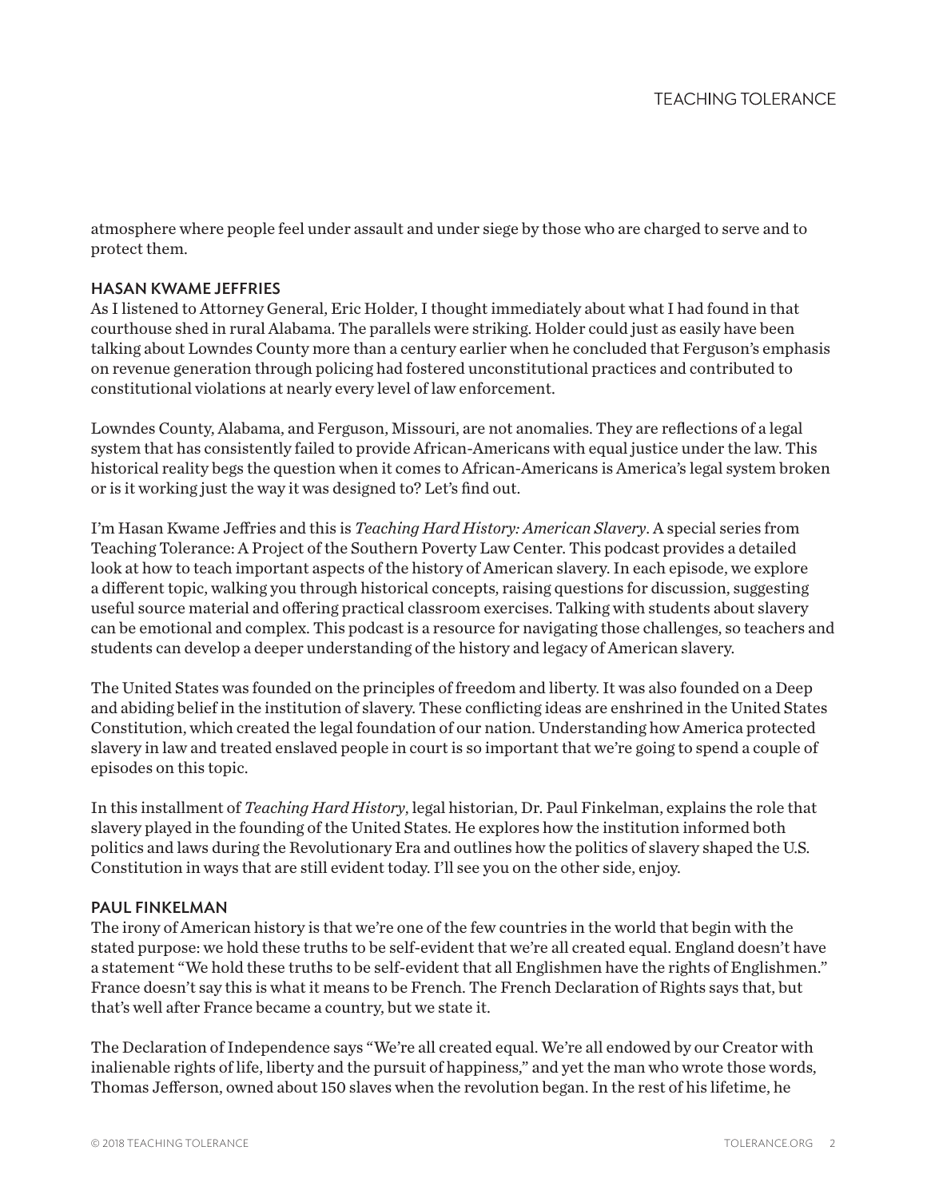atmosphere where people feel under assault and under siege by those who are charged to serve and to protect them.

**HASAN KWAME JEFFRIES**

As I listened to Attorney General, Eric Holder, I thought immediately about what I had found in that courthouse shed in rural Alabama. The parallels were striking. Holder could just as easily have been talking about Lowndes County more than a century earlier when he concluded that Ferguson's emphasis on revenue generation through policing had fostered unconstitutional practices and contributed to constitutional violations at nearly every level of law enforcement.

Lowndes County, Alabama, and Ferguson, Missouri, are not anomalies. They are reflections of a legal system that has consistently failed to provide African-Americans with equal justice under the law. This historical reality begs the question when it comes to African-Americans is America's legal system broken or is it working just the way it was designed to? Let's find out.

I'm Hasan Kwame Jeffries and this is *Teaching Hard History: American Slavery*. A special series from Teaching Tolerance: A Project of the Southern Poverty Law Center. This podcast provides a detailed look at how to teach important aspects of the history of American slavery. In each episode, we explore a different topic, walking you through historical concepts, raising questions for discussion, suggesting useful source material and offering practical classroom exercises. Talking with students about slavery can be emotional and complex. This podcast is a resource for navigating those challenges, so teachers and students can develop a deeper understanding of the history and legacy of American slavery.

The United States was founded on the principles of freedom and liberty. It was also founded on a Deep and abiding belief in the institution of slavery. These conflicting ideas are enshrined in the United States Constitution, which created the legal foundation of our nation. Understanding how America protected slavery in law and treated enslaved people in court is so important that we're going to spend a couple of episodes on this topic.

In this installment of *Teaching Hard History*, legal historian, Dr. Paul Finkelman, explains the role that slavery played in the founding of the United States. He explores how the institution informed both politics and laws during the Revolutionary Era and outlines how the politics of slavery shaped the U.S. Constitution in ways that are still evident today. I'll see you on the other side, enjoy.

**PAUL FINKELMAN**

The irony of American history is that we're one of the few countries in the world that begin with the stated purpose: we hold these truths to be self-evident that we're all created equal. England doesn't have a statement "We hold these truths to be self-evident that all Englishmen have the rights of Englishmen." France doesn't say this is what it means to be French. The French Declaration of Rights says that, but that's well after France became a country, but we state it.

The Declaration of Independence says "We're all created equal. We're all endowed by our Creator with inalienable rights of life, liberty and the pursuit of happiness," and yet the man who wrote those words, Thomas Jefferson, owned about 150 slaves when the revolution began. In the rest of his lifetime, he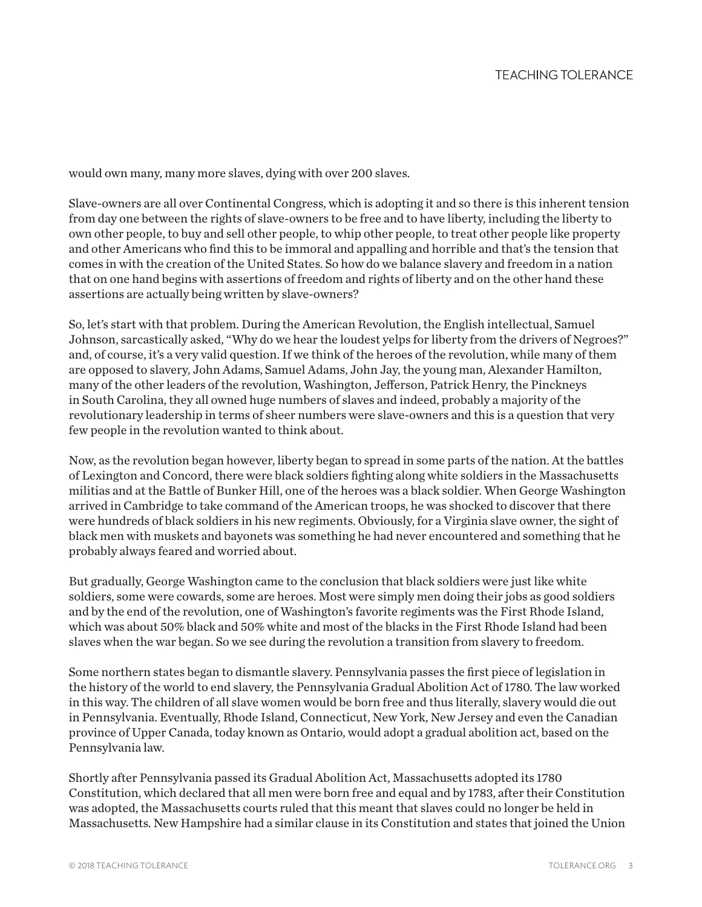would own many, many more slaves, dying with over 200 slaves.

Slave-owners are all over Continental Congress, which is adopting it and so there is this inherent tension from day one between the rights of slave-owners to be free and to have liberty, including the liberty to own other people, to buy and sell other people, to whip other people, to treat other people like property and other Americans who find this to be immoral and appalling and horrible and that's the tension that comes in with the creation of the United States. So how do we balance slavery and freedom in a nation that on one hand begins with assertions of freedom and rights of liberty and on the other hand these assertions are actually being written by slave-owners?

So, let's start with that problem. During the American Revolution, the English intellectual, Samuel Johnson, sarcastically asked, "Why do we hear the loudest yelps for liberty from the drivers of Negroes?" and, of course, it's a very valid question. If we think of the heroes of the revolution, while many of them are opposed to slavery, John Adams, Samuel Adams, John Jay, the young man, Alexander Hamilton, many of the other leaders of the revolution, Washington, Jefferson, Patrick Henry, the Pinckneys in South Carolina, they all owned huge numbers of slaves and indeed, probably a majority of the revolutionary leadership in terms of sheer numbers were slave-owners and this is a question that very few people in the revolution wanted to think about.

Now, as the revolution began however, liberty began to spread in some parts of the nation. At the battles of Lexington and Concord, there were black soldiers fighting along white soldiers in the Massachusetts militias and at the Battle of Bunker Hill, one of the heroes was a black soldier. When George Washington arrived in Cambridge to take command of the American troops, he was shocked to discover that there were hundreds of black soldiers in his new regiments. Obviously, for a Virginia slave owner, the sight of black men with muskets and bayonets was something he had never encountered and something that he probably always feared and worried about.

But gradually, George Washington came to the conclusion that black soldiers were just like white soldiers, some were cowards, some are heroes. Most were simply men doing their jobs as good soldiers and by the end of the revolution, one of Washington's favorite regiments was the First Rhode Island, which was about 50% black and 50% white and most of the blacks in the First Rhode Island had been slaves when the war began. So we see during the revolution a transition from slavery to freedom.

Some northern states began to dismantle slavery. Pennsylvania passes the first piece of legislation in the history of the world to end slavery, the Pennsylvania Gradual Abolition Act of 1780. The law worked in this way. The children of all slave women would be born free and thus literally, slavery would die out in Pennsylvania. Eventually, Rhode Island, Connecticut, New York, New Jersey and even the Canadian province of Upper Canada, today known as Ontario, would adopt a gradual abolition act, based on the Pennsylvania law.

Shortly after Pennsylvania passed its Gradual Abolition Act, Massachusetts adopted its 1780 Constitution, which declared that all men were born free and equal and by 1783, after their Constitution was adopted, the Massachusetts courts ruled that this meant that slaves could no longer be held in Massachusetts. New Hampshire had a similar clause in its Constitution and states that joined the Union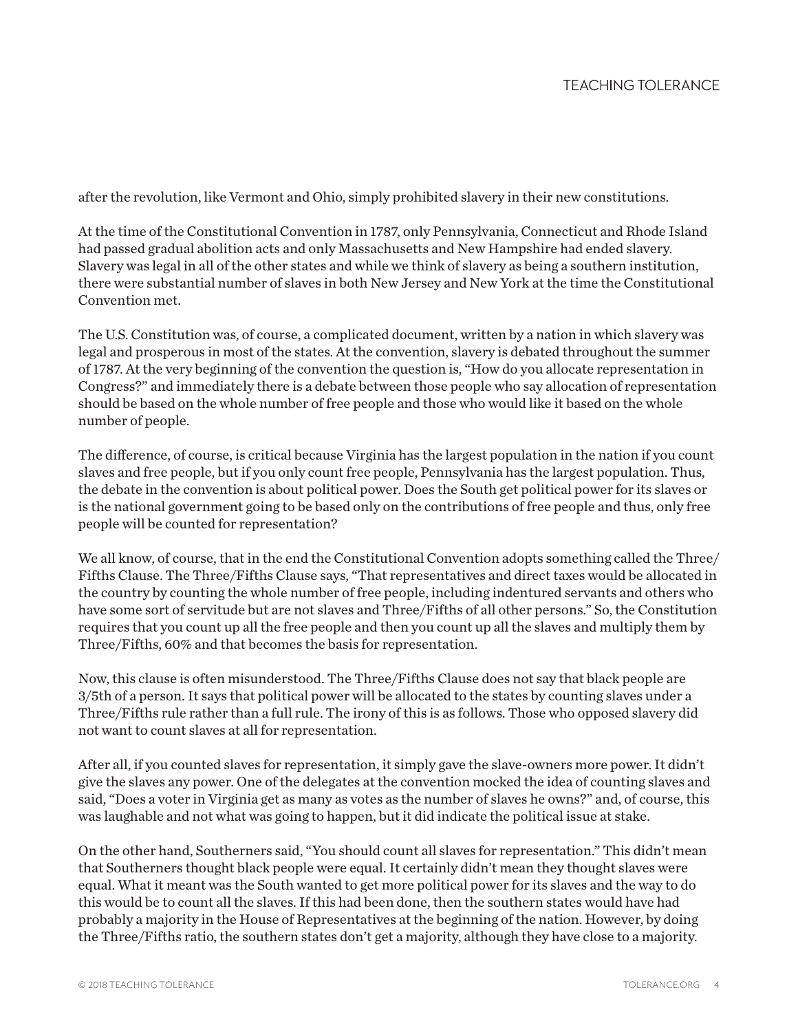after the revolution, like Vermont and Ohio, simply prohibited slavery in their new constitutions.

At the time of the Constitutional Convention in 1787, only Pennsylvania, Connecticut and Rhode Island had passed gradual abolition acts and only Massachusetts and New Hampshire had ended slavery. Slavery was legal in all of the other states and while we think of slavery as being a southern institution, there were substantial number of slaves in both New Jersey and New York at the time the Constitutional Convention met.

The U.S. Constitution was, of course, a complicated document, written by a nation in which slavery was legal and prosperous in most of the states. At the convention, slavery is debated throughout the summer of 1787. At the very beginning of the convention the question is, "How do you allocate representation in Congress?" and immediately there is a debate between those people who say allocation of representation should be based on the whole number of free people and those who would like it based on the whole number of people.

The difference, of course, is critical because Virginia has the largest population in the nation if you count slaves and free people, but if you only count free people, Pennsylvania has the largest population. Thus, the debate in the convention is about political power. Does the South get political power for its slaves or is the national government going to be based only on the contributions of free people and thus, only free people will be counted for representation?

We all know, of course, that in the end the Constitutional Convention adopts something called the Three/Fifths Clause. The Three/Fifths Clause says, "That representatives and direct taxes would be allocated in the country by counting the whole number of free people, including indentured servants and others who have some sort of servitude but are not slaves and Three/Fifths of all other persons." So, the Constitution requires that you count up all the free people and then you count up all the slaves and multiply them by Three/Fifths, 60% and that becomes the basis for representation.

Now, this clause is often misunderstood. The Three/Fifths Clause does not say that black people are 3/5th of a person. It says that political power will be allocated to the states by counting slaves under a Three/Fifths rule rather than a full rule. The irony of this is as follows. Those who opposed slavery did not want to count slaves at all for representation.

After all, if you counted slaves for representation, it simply gave the slave-owners more power. It didn't give the slaves any power. One of the delegates at the convention mocked the idea of counting slaves and said, "Does a voter in Virginia get as many as votes as the number of slaves he owns?" and, of course, this was laughable and not what was going to happen, but it did indicate the political issue at stake.

On the other hand, Southerners said, "You should count all slaves for representation." This didn't mean that Southerners thought black people were equal. It certainly didn't mean they thought slaves were equal. What it meant was the South wanted to get more political power for its slaves and the way to do this would be to count all the slaves. If this had been done, then the southern states would have had probably a majority in the House of Representatives at the beginning of the nation. However, by doing the Three/Fifths ratio, the southern states don't get a majority, although they have close to a majority.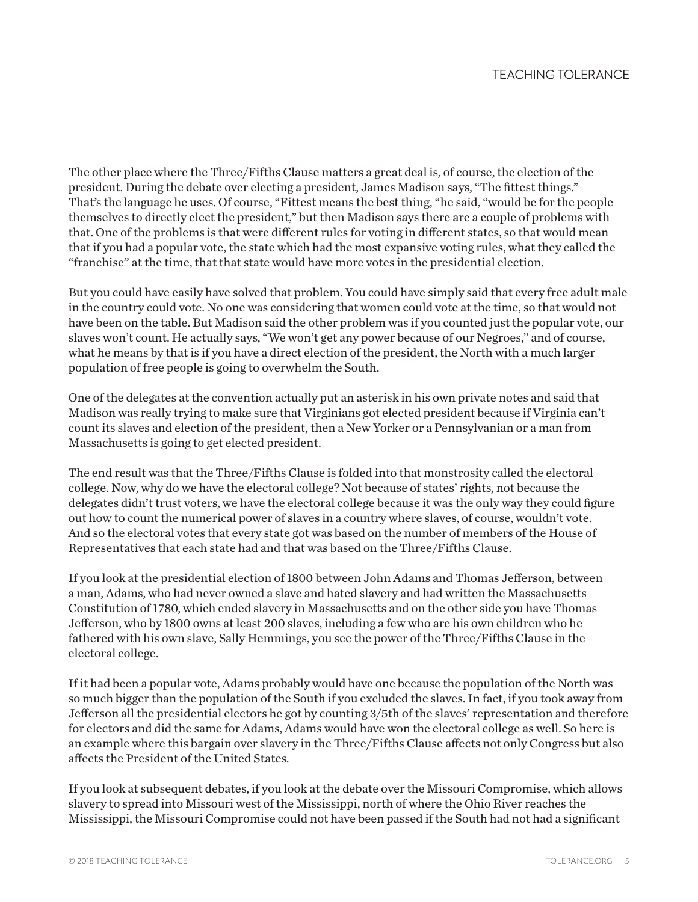The other place where the Three/Fifths Clause matters a great deal is, of course, the election of the president. During the debate over electing a president, James Madison says, "The fittest things." That's the language he uses. Of course, "Fittest means the best thing, "he said, "would be for the people themselves to directly elect the president," but then Madison says there are a couple of problems with that. One of the problems is that were different rules for voting in different states, so that would mean that if you had a popular vote, the state which had the most expansive voting rules, what they called the "franchise" at the time, that that state would have more votes in the presidential election.

But you could have easily have solved that problem. You could have simply said that every free adult male in the country could vote. No one was considering that women could vote at the time, so that would not have been on the table. But Madison said the other problem was if you counted just the popular vote, our slaves won't count. He actually says, "We won't get any power because of our Negroes," and of course, what he means by that is if you have a direct election of the president, the North with a much larger population of free people is going to overwhelm the South.

One of the delegates at the convention actually put an asterisk in his own private notes and said that Madison was really trying to make sure that Virginians got elected president because if Virginia can't count its slaves and election of the president, then a New Yorker or a Pennsylvanian or a man from Massachusetts is going to get elected president.

The end result was that the Three/Fifths Clause is folded into that monstrosity called the electoral college. Now, why do we have the electoral college? Not because of states' rights, not because the delegates didn't trust voters, we have the electoral college because it was the only way they could figure out how to count the numerical power of slaves in a country where slaves, of course, wouldn't vote. And so the electoral votes that every state got was based on the number of members of the House of Representatives that each state had and that was based on the Three/Fifths Clause.

If you look at the presidential election of 1800 between John Adams and Thomas Jefferson, between a man, Adams, who had never owned a slave and hated slavery and had written the Massachusetts Constitution of 1780, which ended slavery in Massachusetts and on the other side you have Thomas Jefferson, who by 1800 owns at least 200 slaves, including a few who are his own children who he fathered with his own slave, Sally Hemmings, you see the power of the Three/Fifths Clause in the electoral college.

If it had been a popular vote, Adams probably would have one because the population of the North was so much bigger than the population of the South if you excluded the slaves. In fact, if you took away from Jefferson all the presidential electors he got by counting 3/5th of the slaves' representation and therefore for electors and did the same for Adams, Adams would have won the electoral college as well. So here is an example where this bargain over slavery in the Three/Fifths Clause affects not only Congress but also affects the President of the United States.

If you look at subsequent debates, if you look at the debate over the Missouri Compromise, which allows slavery to spread into Missouri west of the Mississippi, north of where the Ohio River reaches the Mississippi, the Missouri Compromise could not have been passed if the South had not had a significant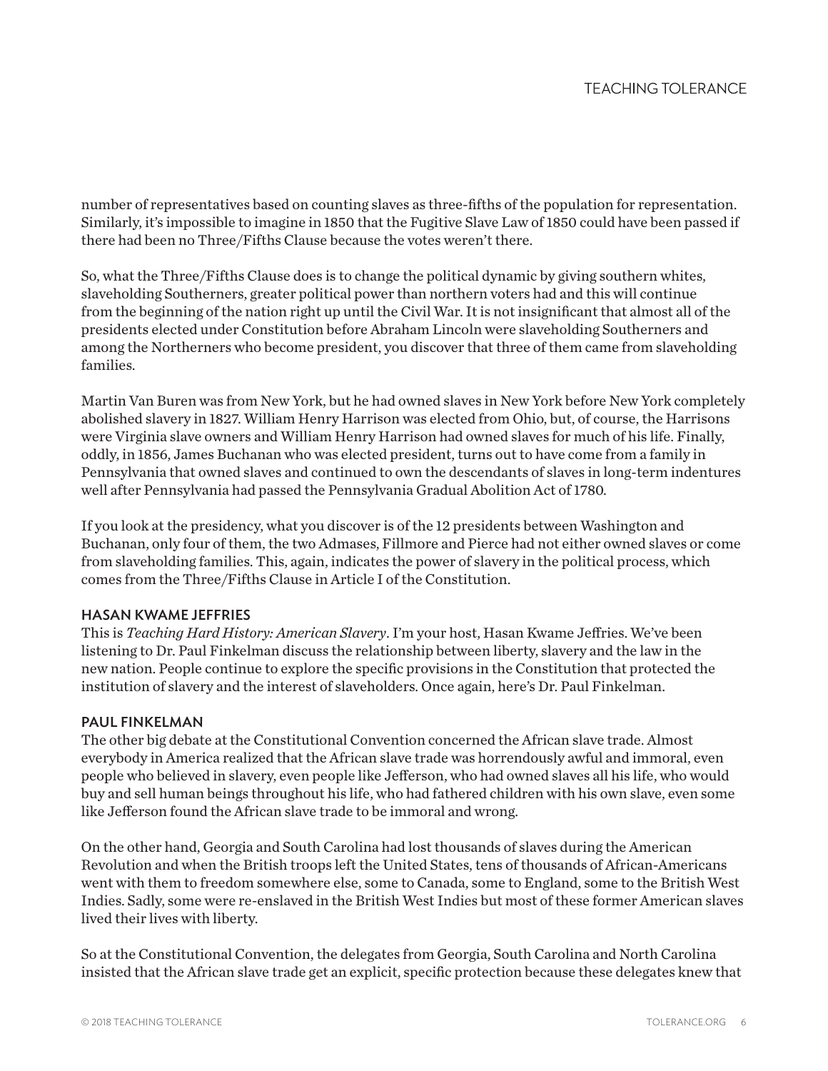number of representatives based on counting slaves as three-fifths of the population for representation. Similarly, it's impossible to imagine in 1850 that the Fugitive Slave Law of 1850 could have been passed if there had been no Three/Fifths Clause because the votes weren't there.

So, what the Three/Fifths Clause does is to change the political dynamic by giving southern whites, slaveholding Southerners, greater political power than northern voters had and this will continue from the beginning of the nation right up until the Civil War. It is not insignificant that almost all of the presidents elected under Constitution before Abraham Lincoln were slaveholding Southerners and among the Northerners who become president, you discover that three of them came from slaveholding families.

Martin Van Buren was from New York, but he had owned slaves in New York before New York completely abolished slavery in 1827. William Henry Harrison was elected from Ohio, but, of course, the Harrisons were Virginia slave owners and William Henry Harrison had owned slaves for much of his life. Finally, oddly, in 1856, James Buchanan who was elected president, turns out to have come from a family in Pennsylvania that owned slaves and continued to own the descendants of slaves in long-term indentures well after Pennsylvania had passed the Pennsylvania Gradual Abolition Act of 1780.

If you look at the presidency, what you discover is of the 12 presidents between Washington and Buchanan, only four of them, the two Admases, Fillmore and Pierce had not either owned slaves or come from slaveholding families. This, again, indicates the power of slavery in the political process, which comes from the Three/Fifths Clause in Article I of the Constitution.

**HASAN KWAME JEFFRIES**
This is *Teaching Hard History: American Slavery*. I'm your host, Hasan Kwame Jeffries. We've been listening to Dr. Paul Finkelman discuss the relationship between liberty, slavery and the law in the new nation. People continue to explore the specific provisions in the Constitution that protected the institution of slavery and the interest of slaveholders. Once again, here's Dr. Paul Finkelman.

**PAUL FINKELMAN**
The other big debate at the Constitutional Convention concerned the African slave trade. Almost everybody in America realized that the African slave trade was horrendously awful and immoral, even people who believed in slavery, even people like Jefferson, who had owned slaves all his life, who would buy and sell human beings throughout his life, who had fathered children with his own slave, even some like Jefferson found the African slave trade to be immoral and wrong.

On the other hand, Georgia and South Carolina had lost thousands of slaves during the American Revolution and when the British troops left the United States, tens of thousands of African-Americans went with them to freedom somewhere else, some to Canada, some to England, some to the British West Indies. Sadly, some were re-enslaved in the British West Indies but most of these former American slaves lived their lives with liberty.

So at the Constitutional Convention, the delegates from Georgia, South Carolina and North Carolina insisted that the African slave trade get an explicit, specific protection because these delegates knew that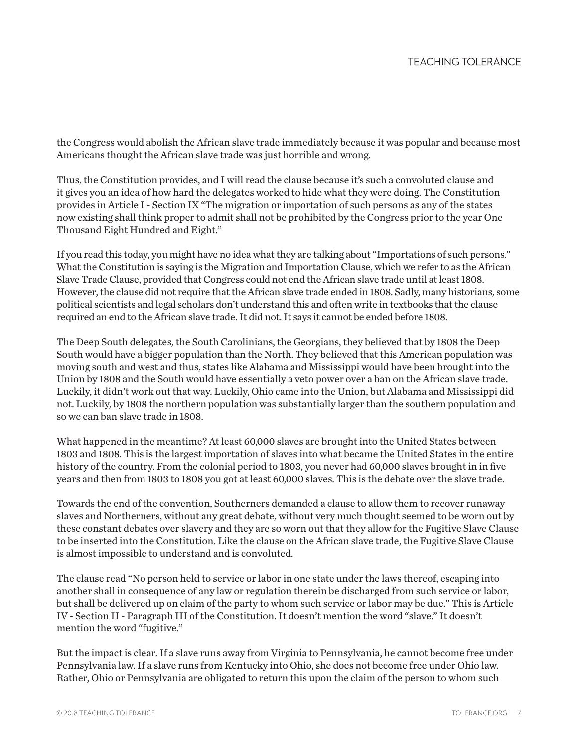the Congress would abolish the African slave trade immediately because it was popular and because most Americans thought the African slave trade was just horrible and wrong.

Thus, the Constitution provides, and I will read the clause because it's such a convoluted clause and it gives you an idea of how hard the delegates worked to hide what they were doing. The Constitution provides in Article I - Section IX "The migration or importation of such persons as any of the states now existing shall think proper to admit shall not be prohibited by the Congress prior to the year One Thousand Eight Hundred and Eight."

If you read this today, you might have no idea what they are talking about "Importations of such persons." What the Constitution is saying is the Migration and Importation Clause, which we refer to as the African Slave Trade Clause, provided that Congress could not end the African slave trade until at least 1808. However, the clause did not require that the African slave trade ended in 1808. Sadly, many historians, some political scientists and legal scholars don't understand this and often write in textbooks that the clause required an end to the African slave trade. It did not. It says it cannot be ended before 1808.

The Deep South delegates, the South Carolinians, the Georgians, they believed that by 1808 the Deep South would have a bigger population than the North. They believed that this American population was moving south and west and thus, states like Alabama and Mississippi would have been brought into the Union by 1808 and the South would have essentially a veto power over a ban on the African slave trade. Luckily, it didn't work out that way. Luckily, Ohio came into the Union, but Alabama and Mississippi did not. Luckily, by 1808 the northern population was substantially larger than the southern population and so we can ban slave trade in 1808.

What happened in the meantime? At least 60,000 slaves are brought into the United States between 1803 and 1808. This is the largest importation of slaves into what became the United States in the entire history of the country. From the colonial period to 1803, you never had 60,000 slaves brought in in five years and then from 1803 to 1808 you got at least 60,000 slaves. This is the debate over the slave trade.

Towards the end of the convention, Southerners demanded a clause to allow them to recover runaway slaves and Northerners, without any great debate, without very much thought seemed to be worn out by these constant debates over slavery and they are so worn out that they allow for the Fugitive Slave Clause to be inserted into the Constitution. Like the clause on the African slave trade, the Fugitive Slave Clause is almost impossible to understand and is convoluted.

The clause read "No person held to service or labor in one state under the laws thereof, escaping into another shall in consequence of any law or regulation therein be discharged from such service or labor, but shall be delivered up on claim of the party to whom such service or labor may be due." This is Article IV - Section II - Paragraph III of the Constitution. It doesn't mention the word "slave." It doesn't mention the word "fugitive."

But the impact is clear. If a slave runs away from Virginia to Pennsylvania, he cannot become free under Pennsylvania law. If a slave runs from Kentucky into Ohio, she does not become free under Ohio law. Rather, Ohio or Pennsylvania are obligated to return this upon the claim of the person to whom such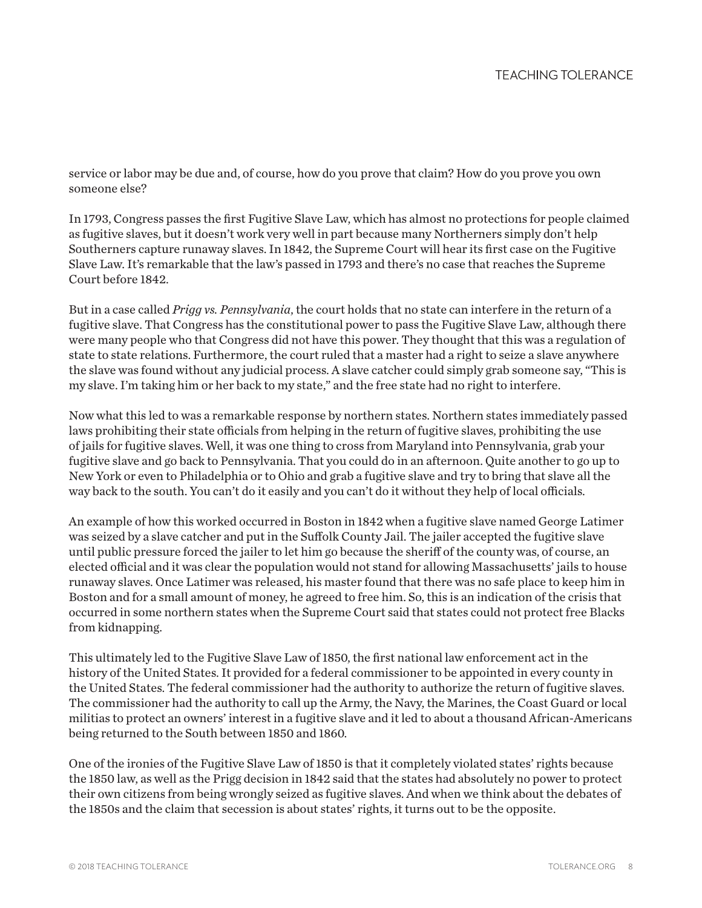service or labor may be due and, of course, how do you prove that claim? How do you prove you own someone else?

In 1793, Congress passes the first Fugitive Slave Law, which has almost no protections for people claimed as fugitive slaves, but it doesn't work very well in part because many Northerners simply don't help Southerners capture runaway slaves. In 1842, the Supreme Court will hear its first case on the Fugitive Slave Law. It's remarkable that the law's passed in 1793 and there's no case that reaches the Supreme Court before 1842.

But in a case called *Prigg vs. Pennsylvania*, the court holds that no state can interfere in the return of a fugitive slave. That Congress has the constitutional power to pass the Fugitive Slave Law, although there were many people who that Congress did not have this power. They thought that this was a regulation of state to state relations. Furthermore, the court ruled that a master had a right to seize a slave anywhere the slave was found without any judicial process. A slave catcher could simply grab someone say, "This is my slave. I'm taking him or her back to my state," and the free state had no right to interfere.

Now what this led to was a remarkable response by northern states. Northern states immediately passed laws prohibiting their state officials from helping in the return of fugitive slaves, prohibiting the use of jails for fugitive slaves. Well, it was one thing to cross from Maryland into Pennsylvania, grab your fugitive slave and go back to Pennsylvania. That you could do in an afternoon. Quite another to go up to New York or even to Philadelphia or to Ohio and grab a fugitive slave and try to bring that slave all the way back to the south. You can't do it easily and you can't do it without they help of local officials.

An example of how this worked occurred in Boston in 1842 when a fugitive slave named George Latimer was seized by a slave catcher and put in the Suffolk County Jail. The jailer accepted the fugitive slave until public pressure forced the jailer to let him go because the sheriff of the county was, of course, an elected official and it was clear the population would not stand for allowing Massachusetts' jails to house runaway slaves. Once Latimer was released, his master found that there was no safe place to keep him in Boston and for a small amount of money, he agreed to free him. So, this is an indication of the crisis that occurred in some northern states when the Supreme Court said that states could not protect free Blacks from kidnapping.

This ultimately led to the Fugitive Slave Law of 1850, the first national law enforcement act in the history of the United States. It provided for a federal commissioner to be appointed in every county in the United States. The federal commissioner had the authority to authorize the return of fugitive slaves. The commissioner had the authority to call up the Army, the Navy, the Marines, the Coast Guard or local militias to protect an owners' interest in a fugitive slave and it led to about a thousand African-Americans being returned to the South between 1850 and 1860.

One of the ironies of the Fugitive Slave Law of 1850 is that it completely violated states' rights because the 1850 law, as well as the Prigg decision in 1842 said that the states had absolutely no power to protect their own citizens from being wrongly seized as fugitive slaves. And when we think about the debates of the 1850s and the claim that secession is about states' rights, it turns out to be the opposite.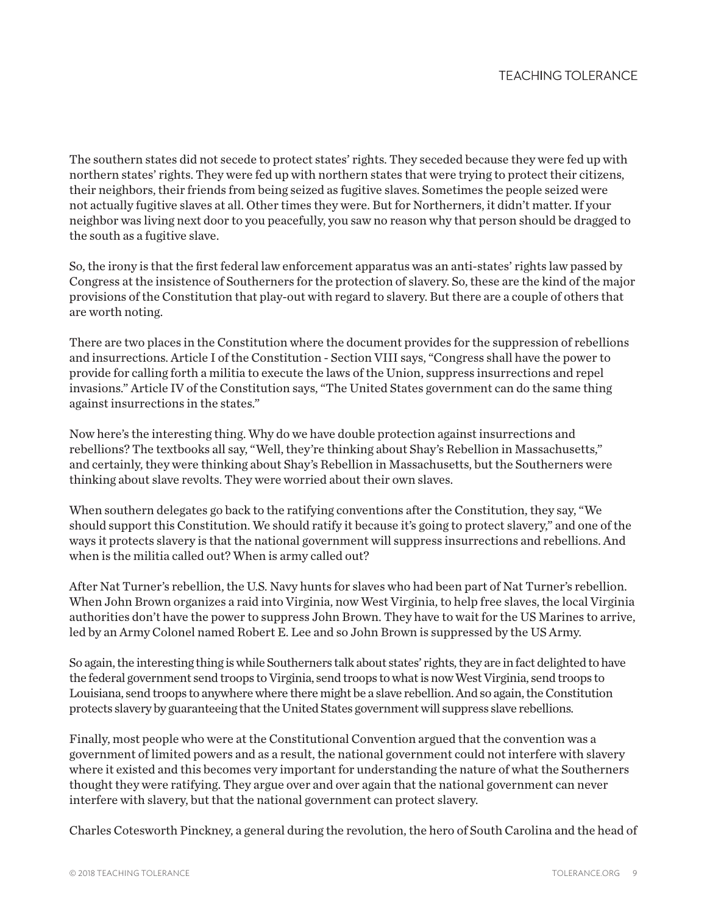The southern states did not secede to protect states' rights. They seceded because they were fed up with northern states' rights. They were fed up with northern states that were trying to protect their citizens, their neighbors, their friends from being seized as fugitive slaves. Sometimes the people seized were not actually fugitive slaves at all. Other times they were. But for Northerners, it didn't matter. If your neighbor was living next door to you peacefully, you saw no reason why that person should be dragged to the south as a fugitive slave.

So, the irony is that the first federal law enforcement apparatus was an anti-states' rights law passed by Congress at the insistence of Southerners for the protection of slavery. So, these are the kind of the major provisions of the Constitution that play-out with regard to slavery. But there are a couple of others that are worth noting.

There are two places in the Constitution where the document provides for the suppression of rebellions and insurrections. Article I of the Constitution - Section VIII says, "Congress shall have the power to provide for calling forth a militia to execute the laws of the Union, suppress insurrections and repel invasions." Article IV of the Constitution says, "The United States government can do the same thing against insurrections in the states."

Now here's the interesting thing. Why do we have double protection against insurrections and rebellions? The textbooks all say, "Well, they're thinking about Shay's Rebellion in Massachusetts," and certainly, they were thinking about Shay's Rebellion in Massachusetts, but the Southerners were thinking about slave revolts. They were worried about their own slaves.

When southern delegates go back to the ratifying conventions after the Constitution, they say, "We should support this Constitution. We should ratify it because it's going to protect slavery," and one of the ways it protects slavery is that the national government will suppress insurrections and rebellions. And when is the militia called out? When is army called out?

After Nat Turner's rebellion, the U.S. Navy hunts for slaves who had been part of Nat Turner's rebellion. When John Brown organizes a raid into Virginia, now West Virginia, to help free slaves, the local Virginia authorities don't have the power to suppress John Brown. They have to wait for the US Marines to arrive, led by an Army Colonel named Robert E. Lee and so John Brown is suppressed by the US Army.

So again, the interesting thing is while Southerners talk about states' rights, they are in fact delighted to have the federal government send troops to Virginia, send troops to what is now West Virginia, send troops to Louisiana, send troops to anywhere where there might be a slave rebellion. And so again, the Constitution protects slavery by guaranteeing that the United States government will suppress slave rebellions.

Finally, most people who were at the Constitutional Convention argued that the convention was a government of limited powers and as a result, the national government could not interfere with slavery where it existed and this becomes very important for understanding the nature of what the Southerners thought they were ratifying. They argue over and over again that the national government can never interfere with slavery, but that the national government can protect slavery.

Charles Cotesworth Pinckney, a general during the revolution, the hero of South Carolina and the head of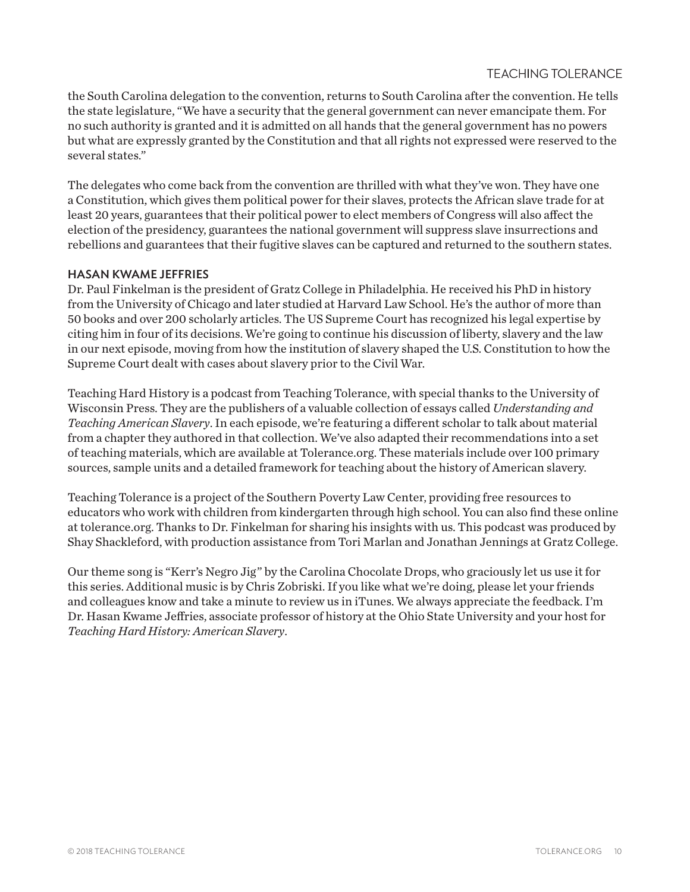the South Carolina delegation to the convention, returns to South Carolina after the convention. He tells the state legislature, "We have a security that the general government can never emancipate them. For no such authority is granted and it is admitted on all hands that the general government has no powers but what are expressly granted by the Constitution and that all rights not expressed were reserved to the several states."

The delegates who come back from the convention are thrilled with what they've won. They have one a Constitution, which gives them political power for their slaves, protects the African slave trade for at least 20 years, guarantees that their political power to elect members of Congress will also affect the election of the presidency, guarantees the national government will suppress slave insurrections and rebellions and guarantees that their fugitive slaves can be captured and returned to the southern states.

**HASAN KWAME JEFFRIES**

Dr. Paul Finkelman is the president of Gratz College in Philadelphia. He received his PhD in history from the University of Chicago and later studied at Harvard Law School. He's the author of more than 50 books and over 200 scholarly articles. The US Supreme Court has recognized his legal expertise by citing him in four of its decisions. We're going to continue his discussion of liberty, slavery and the law in our next episode, moving from how the institution of slavery shaped the U.S. Constitution to how the Supreme Court dealt with cases about slavery prior to the Civil War.

Teaching Hard History is a podcast from Teaching Tolerance, with special thanks to the University of Wisconsin Press. They are the publishers of a valuable collection of essays called *Understanding and Teaching American Slavery*. In each episode, we're featuring a different scholar to talk about material from a chapter they authored in that collection. We've also adapted their recommendations into a set of teaching materials, which are available at Tolerance.org. These materials include over 100 primary sources, sample units and a detailed framework for teaching about the history of American slavery.

Teaching Tolerance is a project of the Southern Poverty Law Center, providing free resources to educators who work with children from kindergarten through high school. You can also find these online at tolerance.org. Thanks to Dr. Finkelman for sharing his insights with us. This podcast was produced by Shay Shackleford, with production assistance from Tori Marlan and Jonathan Jennings at Gratz College.

Our theme song is "Kerr's Negro Jig" by the Carolina Chocolate Drops, who graciously let us use it for this series. Additional music is by Chris Zobriski. If you like what we're doing, please let your friends and colleagues know and take a minute to review us in iTunes. We always appreciate the feedback. I'm Dr. Hasan Kwame Jeffries, associate professor of history at the Ohio State University and your host for *Teaching Hard History: American Slavery*.